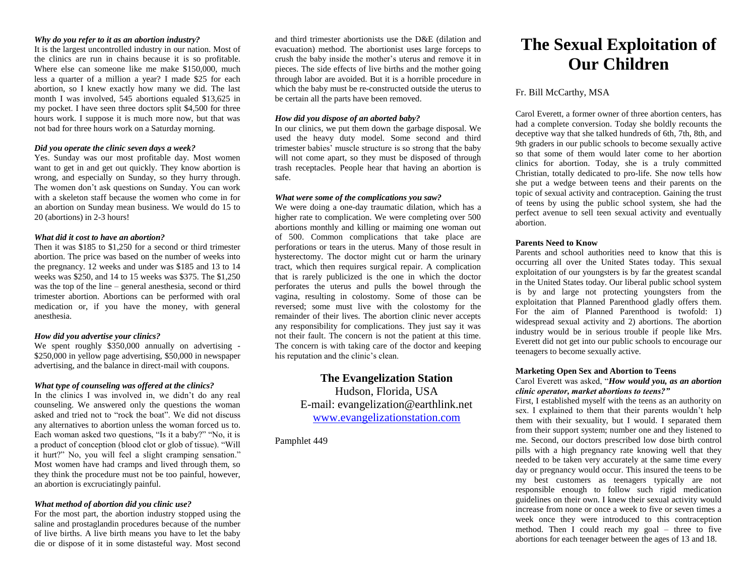***Why do you refer to it as an abortion industry?***

It is the largest uncontrolled industry in our nation. Most of the clinics are run in chains because it is so profitable. Where else can someone like me make $150,000, much less a quarter of a million a year? I made $25 for each abortion, so I knew exactly how many we did. The last month I was involved, 545 abortions equaled $13,625 in my pocket. I have seen three doctors split $4,500 for three hours work. I suppose it is much more now, but that was not bad for three hours work on a Saturday morning.

***Did you operate the clinic seven days a week?***

Yes. Sunday was our most profitable day. Most women want to get in and get out quickly. They know abortion is wrong, and especially on Sunday, so they hurry through. The women don't ask questions on Sunday. You can work with a skeleton staff because the women who come in for an abortion on Sunday mean business. We would do 15 to 20 (abortions) in 2-3 hours!

***What did it cost to have an abortion?***

Then it was $185 to $1,250 for a second or third trimester abortion. The price was based on the number of weeks into the pregnancy. 12 weeks and under was $185 and 13 to 14 weeks was $250, and 14 to 15 weeks was $375. The $1,250 was the top of the line – general anesthesia, second or third trimester abortion. Abortions can be performed with oral medication or, if you have the money, with general anesthesia.

***How did you advertise your clinics?***

We spent roughly $350,000 annually on advertising - $250,000 in yellow page advertising, $50,000 in newspaper advertising, and the balance in direct-mail with coupons.

***What type of counseling was offered at the clinics?***

In the clinics I was involved in, we didn't do any real counseling. We answered only the questions the woman asked and tried not to "rock the boat". We did not discuss any alternatives to abortion unless the woman forced us to. Each woman asked two questions, "Is it a baby?" "No, it is a product of conception (blood clot or glob of tissue). "Will it hurt?" No, you will feel a slight cramping sensation." Most women have had cramps and lived through them, so they think the procedure must not be too painful, however, an abortion is excruciatingly painful.

***What method of abortion did you clinic use?***

For the most part, the abortion industry stopped using the saline and prostaglandin procedures because of the number of live births. A live birth means you have to let the baby die or dispose of it in some distasteful way. Most second and third trimester abortionists use the D&E (dilation and evacuation) method. The abortionist uses large forceps to crush the baby inside the mother's uterus and remove it in pieces. The side effects of live births and the mother going through labor are avoided. But it is a horrible procedure in which the baby must be re-constructed outside the uterus to be certain all the parts have been removed.

***How did you dispose of an aborted baby?***

In our clinics, we put them down the garbage disposal. We used the heavy duty model. Some second and third trimester babies' muscle structure is so strong that the baby will not come apart, so they must be disposed of through trash receptacles. People hear that having an abortion is safe.

***What were some of the complications you saw?***

We were doing a one-day traumatic dilation, which has a higher rate to complication. We were completing over 500 abortions monthly and killing or maiming one woman out of 500. Common complications that take place are perforations or tears in the uterus. Many of those result in hysterectomy. The doctor might cut or harm the urinary tract, which then requires surgical repair. A complication that is rarely publicized is the one in which the doctor perforates the uterus and pulls the bowel through the vagina, resulting in colostomy. Some of those can be reversed; some must live with the colostomy for the remainder of their lives. The abortion clinic never accepts any responsibility for complications. They just say it was not their fault. The concern is not the patient at this time. The concern is with taking care of the doctor and keeping his reputation and the clinic's clean.

**The Evangelization Station**
Hudson, Florida, USA
E-mail: evangelization@earthlink.net
www.evangelizationstation.com

Pamphlet 449

# The Sexual Exploitation of Our Children

Fr. Bill McCarthy, MSA

Carol Everett, a former owner of three abortion centers, has had a complete conversion. Today she boldly recounts the deceptive way that she talked hundreds of 6th, 7th, 8th, and 9th graders in our public schools to become sexually active so that some of them would later come to her abortion clinics for abortion. Today, she is a truly committed Christian, totally dedicated to pro-life. She now tells how she put a wedge between teens and their parents on the topic of sexual activity and contraception. Gaining the trust of teens by using the public school system, she had the perfect avenue to sell teen sexual activity and eventually abortion.

**Parents Need to Know**

Parents and school authorities need to know that this is occurring all over the United States today. This sexual exploitation of our youngsters is by far the greatest scandal in the United States today. Our liberal public school system is by and large not protecting youngsters from the exploitation that Planned Parenthood gladly offers them. For the aim of Planned Parenthood is twofold: 1) widespread sexual activity and 2) abortions. The abortion industry would be in serious trouble if people like Mrs. Everett did not get into our public schools to encourage our teenagers to become sexually active.

**Marketing Open Sex and Abortion to Teens**

Carol Everett was asked, "***How would you, as an abortion clinic operator, market abortions to teens?"***

First, I established myself with the teens as an authority on sex. I explained to them that their parents wouldn't help them with their sexuality, but I would. I separated them from their support system; number one and they listened to me. Second, our doctors prescribed low dose birth control pills with a high pregnancy rate knowing well that they needed to be taken very accurately at the same time every day or pregnancy would occur. This insured the teens to be my best customers as teenagers typically are not responsible enough to follow such rigid medication guidelines on their own. I knew their sexual activity would increase from none or once a week to five or seven times a week once they were introduced to this contraception method. Then I could reach my goal – three to five abortions for each teenager between the ages of 13 and 18.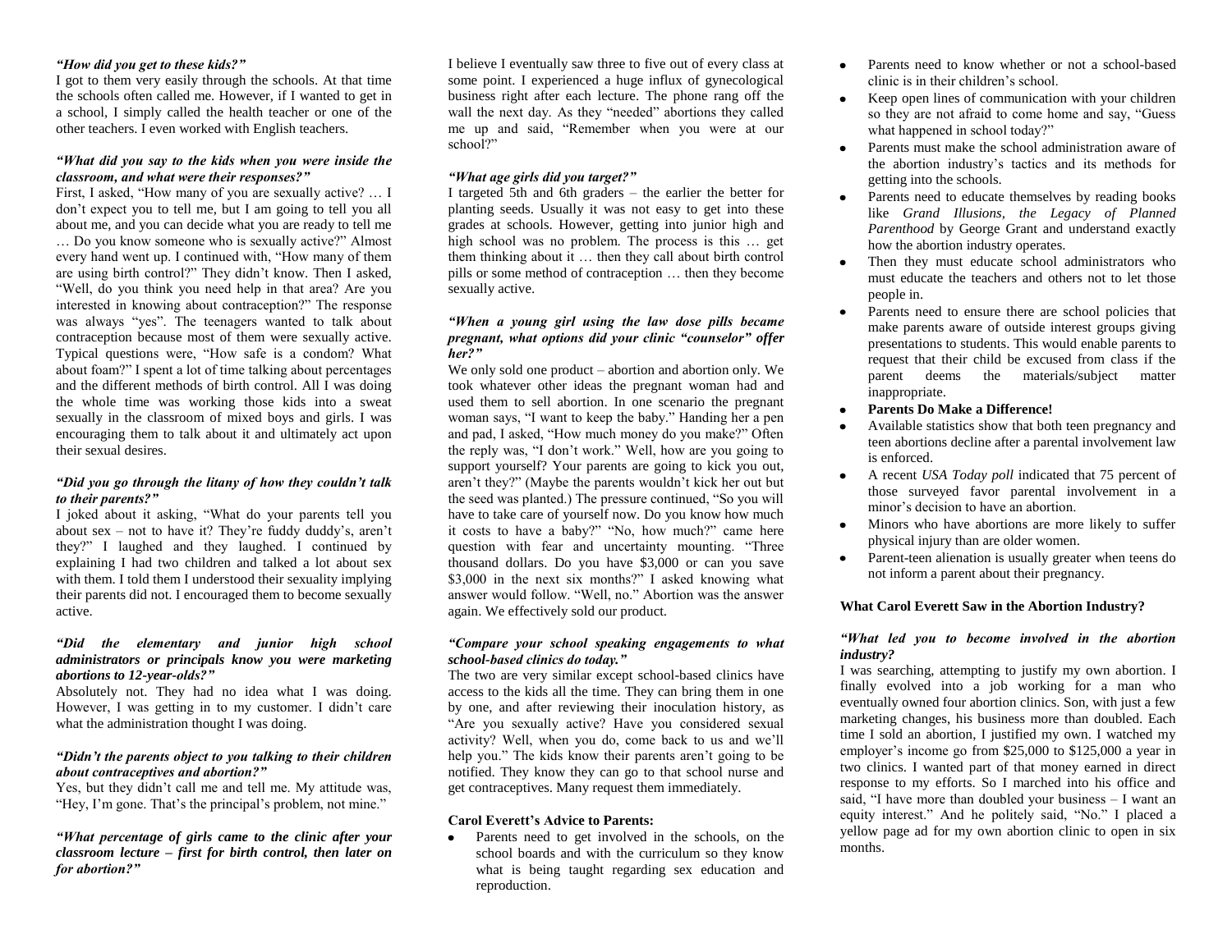***"How did you get to these kids?"***

I got to them very easily through the schools. At that time the schools often called me. However, if I wanted to get in a school, I simply called the health teacher or one of the other teachers. I even worked with English teachers.

***"What did you say to the kids when you were inside the classroom, and what were their responses?"***

First, I asked, "How many of you are sexually active? … I don't expect you to tell me, but I am going to tell you all about me, and you can decide what you are ready to tell me … Do you know someone who is sexually active?" Almost every hand went up. I continued with, "How many of them are using birth control?" They didn't know. Then I asked, "Well, do you think you need help in that area? Are you interested in knowing about contraception?" The response was always "yes". The teenagers wanted to talk about contraception because most of them were sexually active. Typical questions were, "How safe is a condom? What about foam?" I spent a lot of time talking about percentages and the different methods of birth control. All I was doing the whole time was working those kids into a sweat sexually in the classroom of mixed boys and girls. I was encouraging them to talk about it and ultimately act upon their sexual desires.

***"Did you go through the litany of how they couldn't talk to their parents?"***

I joked about it asking, "What do your parents tell you about sex – not to have it? They're fuddy duddy's, aren't they?" I laughed and they laughed. I continued by explaining I had two children and talked a lot about sex with them. I told them I understood their sexuality implying their parents did not. I encouraged them to become sexually active.

***"Did the elementary and junior high school administrators or principals know you were marketing abortions to 12-year-olds?"***

Absolutely not. They had no idea what I was doing. However, I was getting in to my customer. I didn't care what the administration thought I was doing.

***"Didn't the parents object to you talking to their children about contraceptives and abortion?"***

Yes, but they didn't call me and tell me. My attitude was, "Hey, I'm gone. That's the principal's problem, not mine."

***"What percentage of girls came to the clinic after your classroom lecture – first for birth control, then later on for abortion?"***

I believe I eventually saw three to five out of every class at some point. I experienced a huge influx of gynecological business right after each lecture. The phone rang off the wall the next day. As they "needed" abortions they called me up and said, "Remember when you were at our school?"

***"What age girls did you target?"***

I targeted 5th and 6th graders – the earlier the better for planting seeds. Usually it was not easy to get into these grades at schools. However, getting into junior high and high school was no problem. The process is this … get them thinking about it … then they call about birth control pills or some method of contraception … then they become sexually active.

***"When a young girl using the law dose pills became pregnant, what options did your clinic "counselor" offer her?"***

We only sold one product – abortion and abortion only. We took whatever other ideas the pregnant woman had and used them to sell abortion. In one scenario the pregnant woman says, "I want to keep the baby." Handing her a pen and pad, I asked, "How much money do you make?" Often the reply was, "I don't work." Well, how are you going to support yourself? Your parents are going to kick you out, aren't they?" (Maybe the parents wouldn't kick her out but the seed was planted.) The pressure continued, "So you will have to take care of yourself now. Do you know how much it costs to have a baby?" "No, how much?" came here question with fear and uncertainty mounting. "Three thousand dollars. Do you have $3,000 or can you save $3,000 in the next six months?" I asked knowing what answer would follow. "Well, no." Abortion was the answer again. We effectively sold our product.

***"Compare your school speaking engagements to what school-based clinics do today."***

The two are very similar except school-based clinics have access to the kids all the time. They can bring them in one by one, and after reviewing their inoculation history, as "Are you sexually active? Have you considered sexual activity? Well, when you do, come back to us and we'll help you." The kids know their parents aren't going to be notified. They know they can go to that school nurse and get contraceptives. Many request them immediately.

**Carol Everett's Advice to Parents:**

- Parents need to get involved in the schools, on the school boards and with the curriculum so they know what is being taught regarding sex education and reproduction.
- Parents need to know whether or not a school-based clinic is in their children's school.
- Keep open lines of communication with your children so they are not afraid to come home and say, "Guess what happened in school today?"
- Parents must make the school administration aware of the abortion industry's tactics and its methods for getting into the schools.
- Parents need to educate themselves by reading books like *Grand Illusions, the Legacy of Planned Parenthood* by George Grant and understand exactly how the abortion industry operates.
- Then they must educate school administrators who must educate the teachers and others not to let those people in.
- Parents need to ensure there are school policies that make parents aware of outside interest groups giving presentations to students. This would enable parents to request that their child be excused from class if the parent deems the materials/subject matter inappropriate.
- **Parents Do Make a Difference!**
- Available statistics show that both teen pregnancy and teen abortions decline after a parental involvement law is enforced.
- A recent *USA Today poll* indicated that 75 percent of those surveyed favor parental involvement in a minor's decision to have an abortion.
- Minors who have abortions are more likely to suffer physical injury than are older women.
- Parent-teen alienation is usually greater when teens do not inform a parent about their pregnancy.

**What Carol Everett Saw in the Abortion Industry?**

***"What led you to become involved in the abortion industry?***

I was searching, attempting to justify my own abortion. I finally evolved into a job working for a man who eventually owned four abortion clinics. Son, with just a few marketing changes, his business more than doubled. Each time I sold an abortion, I justified my own. I watched my employer's income go from $25,000 to $125,000 a year in two clinics. I wanted part of that money earned in direct response to my efforts. So I marched into his office and said, "I have more than doubled your business – I want an equity interest." And he politely said, "No." I placed a yellow page ad for my own abortion clinic to open in six months.